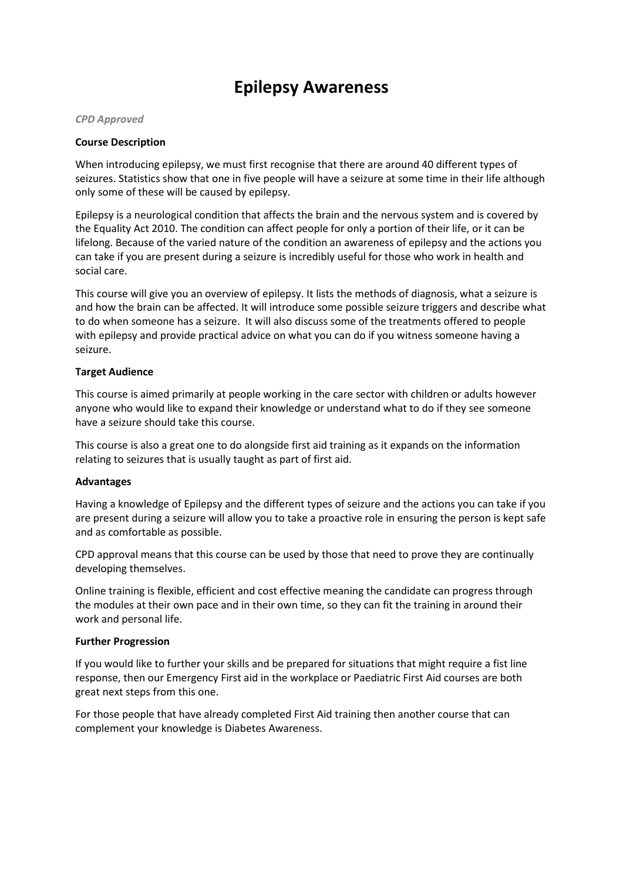# Epilepsy Awareness

*CPD Approved*

**Course Description**

When introducing epilepsy, we must first recognise that there are around 40 different types of seizures. Statistics show that one in five people will have a seizure at some time in their life although only some of these will be caused by epilepsy.

Epilepsy is a neurological condition that affects the brain and the nervous system and is covered by the Equality Act 2010. The condition can affect people for only a portion of their life, or it can be lifelong. Because of the varied nature of the condition an awareness of epilepsy and the actions you can take if you are present during a seizure is incredibly useful for those who work in health and social care.

This course will give you an overview of epilepsy. It lists the methods of diagnosis, what a seizure is and how the brain can be affected. It will introduce some possible seizure triggers and describe what to do when someone has a seizure. It will also discuss some of the treatments offered to people with epilepsy and provide practical advice on what you can do if you witness someone having a seizure.

**Target Audience**

This course is aimed primarily at people working in the care sector with children or adults however anyone who would like to expand their knowledge or understand what to do if they see someone have a seizure should take this course.

This course is also a great one to do alongside first aid training as it expands on the information relating to seizures that is usually taught as part of first aid.

**Advantages**

Having a knowledge of Epilepsy and the different types of seizure and the actions you can take if you are present during a seizure will allow you to take a proactive role in ensuring the person is kept safe and as comfortable as possible.

CPD approval means that this course can be used by those that need to prove they are continually developing themselves.

Online training is flexible, efficient and cost effective meaning the candidate can progress through the modules at their own pace and in their own time, so they can fit the training in around their work and personal life.

**Further Progression**

If you would like to further your skills and be prepared for situations that might require a fist line response, then our Emergency First aid in the workplace or Paediatric First Aid courses are both great next steps from this one.

For those people that have already completed First Aid training then another course that can complement your knowledge is Diabetes Awareness.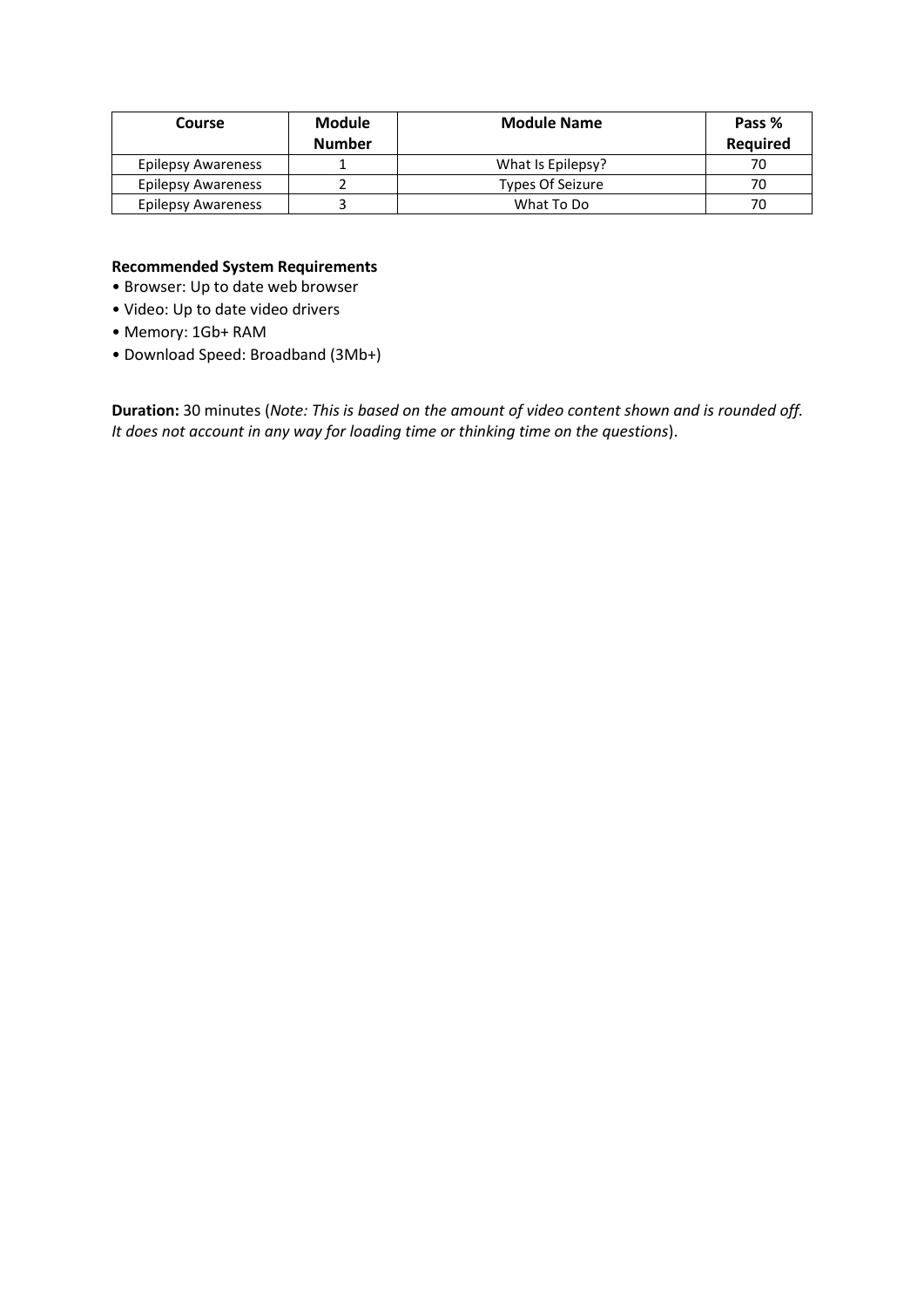| Course | Module Number | Module Name | Pass % Required |
| --- | --- | --- | --- |
| Epilepsy Awareness | 1 | What Is Epilepsy? | 70 |
| Epilepsy Awareness | 2 | Types Of Seizure | 70 |
| Epilepsy Awareness | 3 | What To Do | 70 |

**Recommended System Requirements**

- Browser: Up to date web browser
- Video: Up to date video drivers
- Memory: 1Gb+ RAM
- Download Speed: Broadband (3Mb+)

**Duration:** 30 minutes (*Note: This is based on the amount of video content shown and is rounded off. It does not account in any way for loading time or thinking time on the questions*).